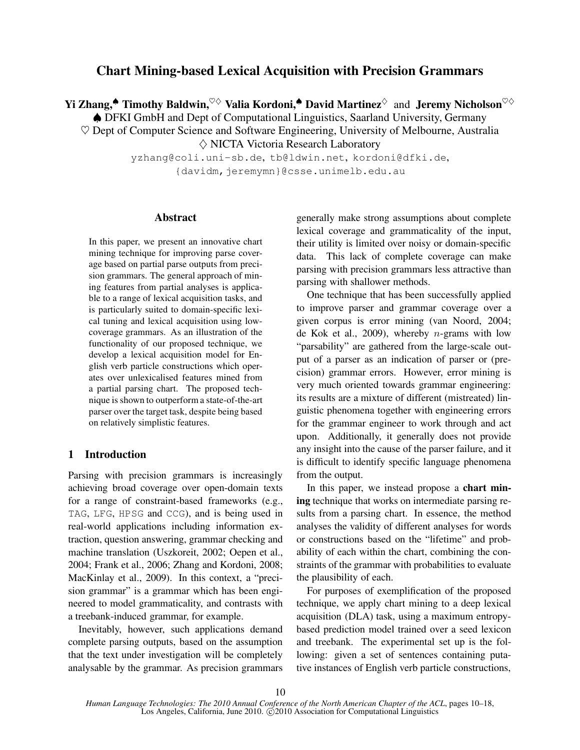# Chart Mining-based Lexical Acquisition with Precision Grammars

**Yi Zhang,**[♠] **Timothy Baldwin,**[♡◊] **Valia Kordoni,**[♠] **David Martinez**[◊] and **Jeremy Nicholson**[♡◊]

[♠] DFKI GmbH and Dept of Computational Linguistics, Saarland University, Germany
[♡] Dept of Computer Science and Software Engineering, University of Melbourne, Australia
[◊] NICTA Victoria Research Laboratory

yzhang@coli.uni-sb.de, tb@ldwin.net, kordoni@dfki.de, {davidm,jeremymn}@csse.unimelb.edu.au

## Abstract

In this paper, we present an innovative chart mining technique for improving parse coverage based on partial parse outputs from precision grammars. The general approach of mining features from partial analyses is applicable to a range of lexical acquisition tasks, and is particularly suited to domain-specific lexical tuning and lexical acquisition using low-coverage grammars. As an illustration of the functionality of our proposed technique, we develop a lexical acquisition model for English verb particle constructions which operates over unlexicalised features mined from a partial parsing chart. The proposed technique is shown to outperform a state-of-the-art parser over the target task, despite being based on relatively simplistic features.

## 1 Introduction

Parsing with precision grammars is increasingly achieving broad coverage over open-domain texts for a range of constraint-based frameworks (e.g., TAG, LFG, HPSG and CCG), and is being used in real-world applications including information extraction, question answering, grammar checking and machine translation (Uszkoreit, 2002; Oepen et al., 2004; Frank et al., 2006; Zhang and Kordoni, 2008; MacKinlay et al., 2009). In this context, a "precision grammar" is a grammar which has been engineered to model grammaticality, and contrasts with a treebank-induced grammar, for example.

Inevitably, however, such applications demand complete parsing outputs, based on the assumption that the text under investigation will be completely analysable by the grammar. As precision grammars generally make strong assumptions about complete lexical coverage and grammaticality of the input, their utility is limited over noisy or domain-specific data. This lack of complete coverage can make parsing with precision grammars less attractive than parsing with shallower methods.

One technique that has been successfully applied to improve parser and grammar coverage over a given corpus is error mining (van Noord, 2004; de Kok et al., 2009), whereby $n$-grams with low "parsability" are gathered from the large-scale output of a parser as an indication of parser or (precision) grammar errors. However, error mining is very much oriented towards grammar engineering: its results are a mixture of different (mistreated) linguistic phenomena together with engineering errors for the grammar engineer to work through and act upon. Additionally, it generally does not provide any insight into the cause of the parser failure, and it is difficult to identify specific language phenomena from the output.

In this paper, we instead propose a **chart mining** technique that works on intermediate parsing results from a parsing chart. In essence, the method analyses the validity of different analyses for words or constructions based on the "lifetime" and probability of each within the chart, combining the constraints of the grammar with probabilities to evaluate the plausibility of each.

For purposes of exemplification of the proposed technique, we apply chart mining to a deep lexical acquisition (DLA) task, using a maximum entropy-based prediction model trained over a seed lexicon and treebank. The experimental set up is the following: given a set of sentences containing putative instances of English verb particle constructions,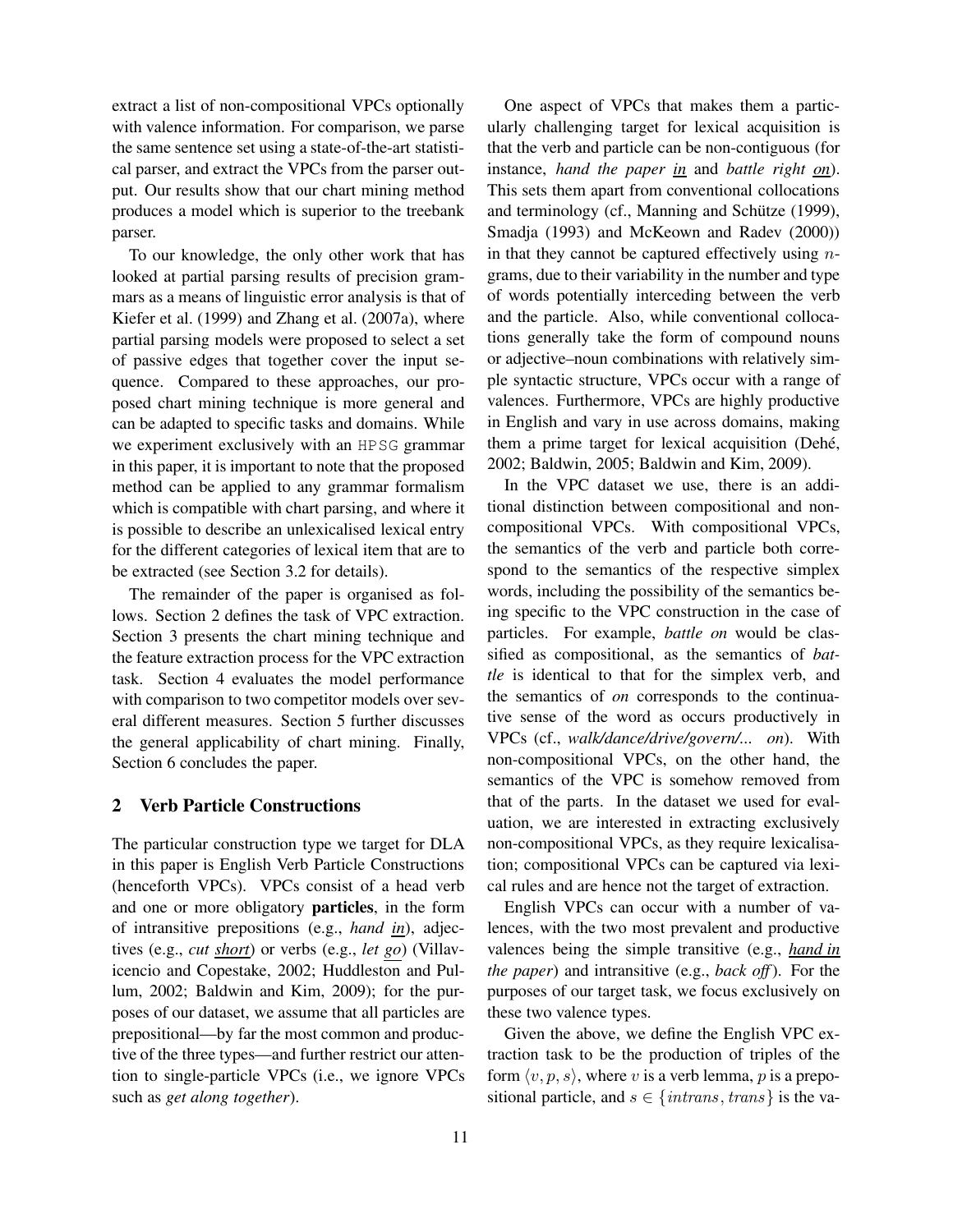extract a list of non-compositional VPCs optionally with valence information. For comparison, we parse the same sentence set using a state-of-the-art statistical parser, and extract the VPCs from the parser output. Our results show that our chart mining method produces a model which is superior to the treebank parser.

To our knowledge, the only other work that has looked at partial parsing results of precision grammars as a means of linguistic error analysis is that of Kiefer et al. (1999) and Zhang et al. (2007a), where partial parsing models were proposed to select a set of passive edges that together cover the input sequence. Compared to these approaches, our proposed chart mining technique is more general and can be adapted to specific tasks and domains. While we experiment exclusively with an HPSG grammar in this paper, it is important to note that the proposed method can be applied to any grammar formalism which is compatible with chart parsing, and where it is possible to describe an unlexicalised lexical entry for the different categories of lexical item that are to be extracted (see Section 3.2 for details).

The remainder of the paper is organised as follows. Section 2 defines the task of VPC extraction. Section 3 presents the chart mining technique and the feature extraction process for the VPC extraction task. Section 4 evaluates the model performance with comparison to two competitor models over several different measures. Section 5 further discusses the general applicability of chart mining. Finally, Section 6 concludes the paper.

## 2 Verb Particle Constructions

The particular construction type we target for DLA in this paper is English Verb Particle Constructions (henceforth VPCs). VPCs consist of a head verb and one or more obligatory **particles**, in the form of intransitive prepositions (e.g., *hand in*), adjectives (e.g., *cut short*) or verbs (e.g., *let go*) (Villavicencio and Copestake, 2002; Huddleston and Pullum, 2002; Baldwin and Kim, 2009); for the purposes of our dataset, we assume that all particles are prepositional—by far the most common and productive of the three types—and further restrict our attention to single-particle VPCs (i.e., we ignore VPCs such as *get along together*).

One aspect of VPCs that makes them a particularly challenging target for lexical acquisition is that the verb and particle can be non-contiguous (for instance, *hand the paper in* and *battle right on*). This sets them apart from conventional collocations and terminology (cf., Manning and Schütze (1999), Smadja (1993) and McKeown and Radev (2000)) in that they cannot be captured effectively using $n$-grams, due to their variability in the number and type of words potentially interceding between the verb and the particle. Also, while conventional collocations generally take the form of compound nouns or adjective–noun combinations with relatively simple syntactic structure, VPCs occur with a range of valences. Furthermore, VPCs are highly productive in English and vary in use across domains, making them a prime target for lexical acquisition (Dehé, 2002; Baldwin, 2005; Baldwin and Kim, 2009).

In the VPC dataset we use, there is an additional distinction between compositional and non-compositional VPCs. With compositional VPCs, the semantics of the verb and particle both correspond to the semantics of the respective simplex words, including the possibility of the semantics being specific to the VPC construction in the case of particles. For example, *battle on* would be classified as compositional, as the semantics of *battle* is identical to that for the simplex verb, and the semantics of *on* corresponds to the continuative sense of the word as occurs productively in VPCs (cf., *walk/dance/drive/govern/... on*). With non-compositional VPCs, on the other hand, the semantics of the VPC is somehow removed from that of the parts. In the dataset we used for evaluation, we are interested in extracting exclusively non-compositional VPCs, as they require lexicalisation; compositional VPCs can be captured via lexical rules and are hence not the target of extraction.

English VPCs can occur with a number of valences, with the two most prevalent and productive valences being the simple transitive (e.g., *hand in the paper*) and intransitive (e.g., *back off*). For the purposes of our target task, we focus exclusively on these two valence types.

Given the above, we define the English VPC extraction task to be the production of triples of the form $\langle v, p, s \rangle$, where $v$ is a verb lemma, $p$ is a prepositional particle, and $s \in \{intrans, trans\}$ is the va-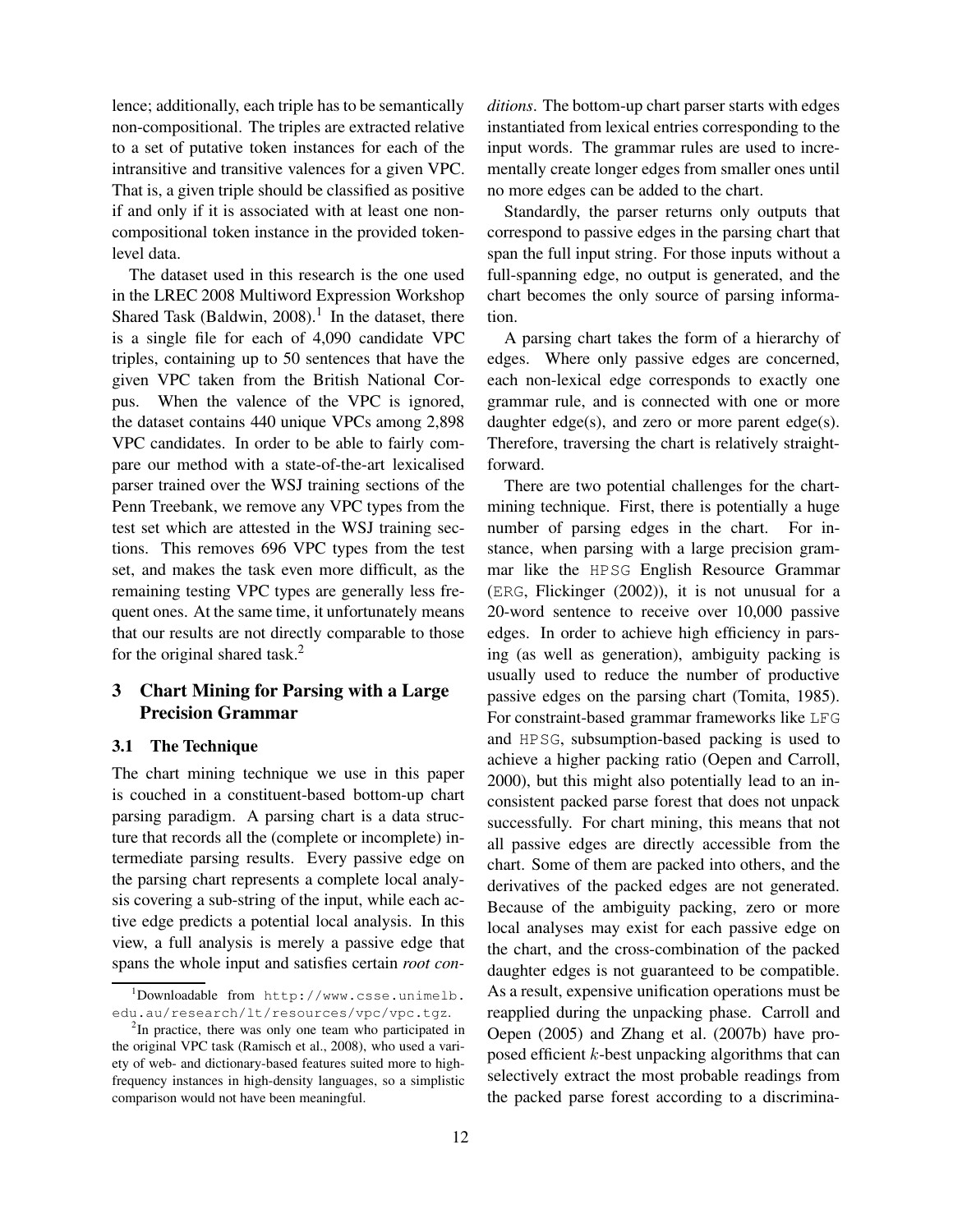lence; additionally, each triple has to be semantically non-compositional. The triples are extracted relative to a set of putative token instances for each of the intransitive and transitive valences for a given VPC. That is, a given triple should be classified as positive if and only if it is associated with at least one non-compositional token instance in the provided token-level data.

The dataset used in this research is the one used in the LREC 2008 Multiword Expression Workshop Shared Task (Baldwin, 2008).[1] In the dataset, there is a single file for each of 4,090 candidate VPC triples, containing up to 50 sentences that have the given VPC taken from the British National Corpus. When the valence of the VPC is ignored, the dataset contains 440 unique VPCs among 2,898 VPC candidates. In order to be able to fairly compare our method with a state-of-the-art lexicalised parser trained over the WSJ training sections of the Penn Treebank, we remove any VPC types from the test set which are attested in the WSJ training sections. This removes 696 VPC types from the test set, and makes the task even more difficult, as the remaining testing VPC types are generally less frequent ones. At the same time, it unfortunately means that our results are not directly comparable to those for the original shared task.[2]

## 3 Chart Mining for Parsing with a Large Precision Grammar

### 3.1 The Technique

The chart mining technique we use in this paper is couched in a constituent-based bottom-up chart parsing paradigm. A parsing chart is a data structure that records all the (complete or incomplete) intermediate parsing results. Every passive edge on the parsing chart represents a complete local analysis covering a sub-string of the input, while each active edge predicts a potential local analysis. In this view, a full analysis is merely a passive edge that spans the whole input and satisfies certain *root conditions*. The bottom-up chart parser starts with edges instantiated from lexical entries corresponding to the input words. The grammar rules are used to incrementally create longer edges from smaller ones until no more edges can be added to the chart.

Standardly, the parser returns only outputs that correspond to passive edges in the parsing chart that span the full input string. For those inputs without a full-spanning edge, no output is generated, and the chart becomes the only source of parsing information.

A parsing chart takes the form of a hierarchy of edges. Where only passive edges are concerned, each non-lexical edge corresponds to exactly one grammar rule, and is connected with one or more daughter edge(s), and zero or more parent edge(s). Therefore, traversing the chart is relatively straightforward.

There are two potential challenges for the chart-mining technique. First, there is potentially a huge number of parsing edges in the chart. For instance, when parsing with a large precision grammar like the HPSG English Resource Grammar (ERG, Flickinger (2002)), it is not unusual for a 20-word sentence to receive over 10,000 passive edges. In order to achieve high efficiency in parsing (as well as generation), ambiguity packing is usually used to reduce the number of productive passive edges on the parsing chart (Tomita, 1985). For constraint-based grammar frameworks like LFG and HPSG, subsumption-based packing is used to achieve a higher packing ratio (Oepen and Carroll, 2000), but this might also potentially lead to an inconsistent packed parse forest that does not unpack successfully. For chart mining, this means that not all passive edges are directly accessible from the chart. Some of them are packed into others, and the derivatives of the packed edges are not generated. Because of the ambiguity packing, zero or more local analyses may exist for each passive edge on the chart, and the cross-combination of the packed daughter edges is not guaranteed to be compatible. As a result, expensive unification operations must be reapplied during the unpacking phase. Carroll and Oepen (2005) and Zhang et al. (2007b) have proposed efficient $k$-best unpacking algorithms that can selectively extract the most probable readings from the packed parse forest according to a discrimina-

[1] Downloadable from http://www.csse.unimelb.edu.au/research/lt/resources/vpc/vpc.tgz.

[2] In practice, there was only one team who participated in the original VPC task (Ramisch et al., 2008), who used a variety of web- and dictionary-based features suited more to high-frequency instances in high-density languages, so a simplistic comparison would not have been meaningful.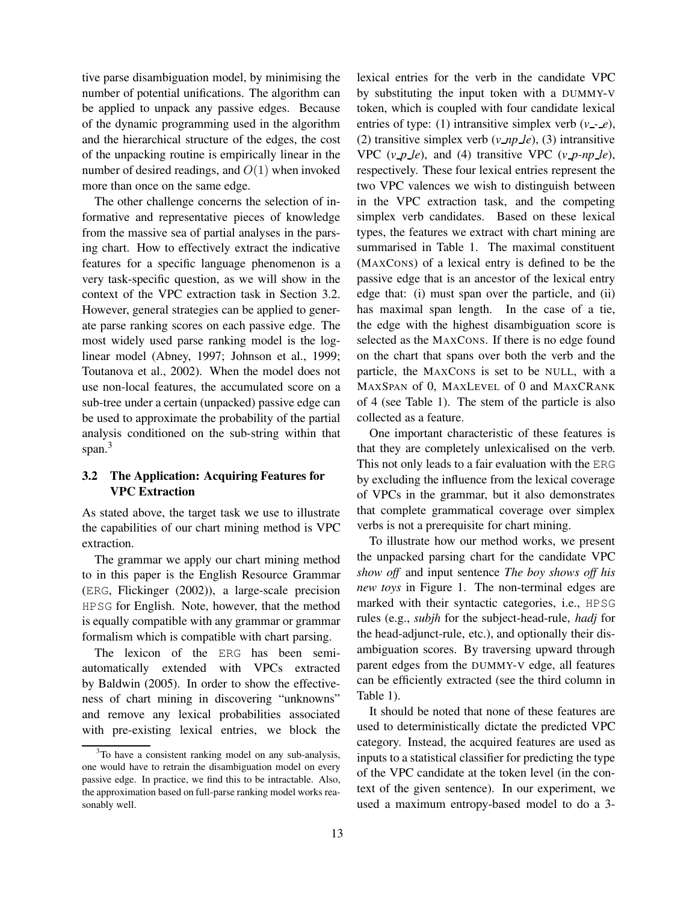tive parse disambiguation model, by minimising the number of potential unifications. The algorithm can be applied to unpack any passive edges. Because of the dynamic programming used in the algorithm and the hierarchical structure of the edges, the cost of the unpacking routine is empirically linear in the number of desired readings, and $O(1)$ when invoked more than once on the same edge.

The other challenge concerns the selection of informative and representative pieces of knowledge from the massive sea of partial analyses in the parsing chart. How to effectively extract the indicative features for a specific language phenomenon is a very task-specific question, as we will show in the context of the VPC extraction task in Section 3.2. However, general strategies can be applied to generate parse ranking scores on each passive edge. The most widely used parse ranking model is the log-linear model (Abney, 1997; Johnson et al., 1999; Toutanova et al., 2002). When the model does not use non-local features, the accumulated score on a sub-tree under a certain (unpacked) passive edge can be used to approximate the probability of the partial analysis conditioned on the sub-string within that span.[3]

### 3.2 The Application: Acquiring Features for VPC Extraction

As stated above, the target task we use to illustrate the capabilities of our chart mining method is VPC extraction.

The grammar we apply our chart mining method to in this paper is the English Resource Grammar (ERG, Flickinger (2002)), a large-scale precision HPSG for English. Note, however, that the method is equally compatible with any grammar or grammar formalism which is compatible with chart parsing.

The lexicon of the ERG has been semi-automatically extended with VPCs extracted by Baldwin (2005). In order to show the effectiveness of chart mining in discovering "unknowns" and remove any lexical probabilities associated with pre-existing lexical entries, we block the lexical entries for the verb in the candidate VPC by substituting the input token with a DUMMY-V token, which is coupled with four candidate lexical entries of type: (1) intransitive simplex verb (*v_-_e*), (2) transitive simplex verb (*v_np_le*), (3) intransitive VPC (*v_p_le*), and (4) transitive VPC (*v_p-np_le*), respectively. These four lexical entries represent the two VPC valences we wish to distinguish between in the VPC extraction task, and the competing simplex verb candidates. Based on these lexical types, the features we extract with chart mining are summarised in Table 1. The maximal constituent (MAXCONS) of a lexical entry is defined to be the passive edge that is an ancestor of the lexical entry edge that: (i) must span over the particle, and (ii) has maximal span length. In the case of a tie, the edge with the highest disambiguation score is selected as the MAXCONS. If there is no edge found on the chart that spans over both the verb and the particle, the MAXCONS is set to be NULL, with a MAXSPAN of 0, MAXLEVEL of 0 and MAXCRANK of 4 (see Table 1). The stem of the particle is also collected as a feature.

One important characteristic of these features is that they are completely unlexicalised on the verb. This not only leads to a fair evaluation with the ERG by excluding the influence from the lexical coverage of VPCs in the grammar, but it also demonstrates that complete grammatical coverage over simplex verbs is not a prerequisite for chart mining.

To illustrate how our method works, we present the unpacked parsing chart for the candidate VPC *show off* and input sentence *The boy shows off his new toys* in Figure 1. The non-terminal edges are marked with their syntactic categories, i.e., HPSG rules (e.g., *subjh* for the subject-head-rule, *hadj* for the head-adjunct-rule, etc.), and optionally their disambiguation scores. By traversing upward through parent edges from the DUMMY-V edge, all features can be efficiently extracted (see the third column in Table 1).

It should be noted that none of these features are used to deterministically dictate the predicted VPC category. Instead, the acquired features are used as inputs to a statistical classifier for predicting the type of the VPC candidate at the token level (in the context of the given sentence). In our experiment, we used a maximum entropy-based model to do a 3-

---

[3] To have a consistent ranking model on any sub-analysis, one would have to retrain the disambiguation model on every passive edge. In practice, we find this to be intractable. Also, the approximation based on full-parse ranking model works reasonably well.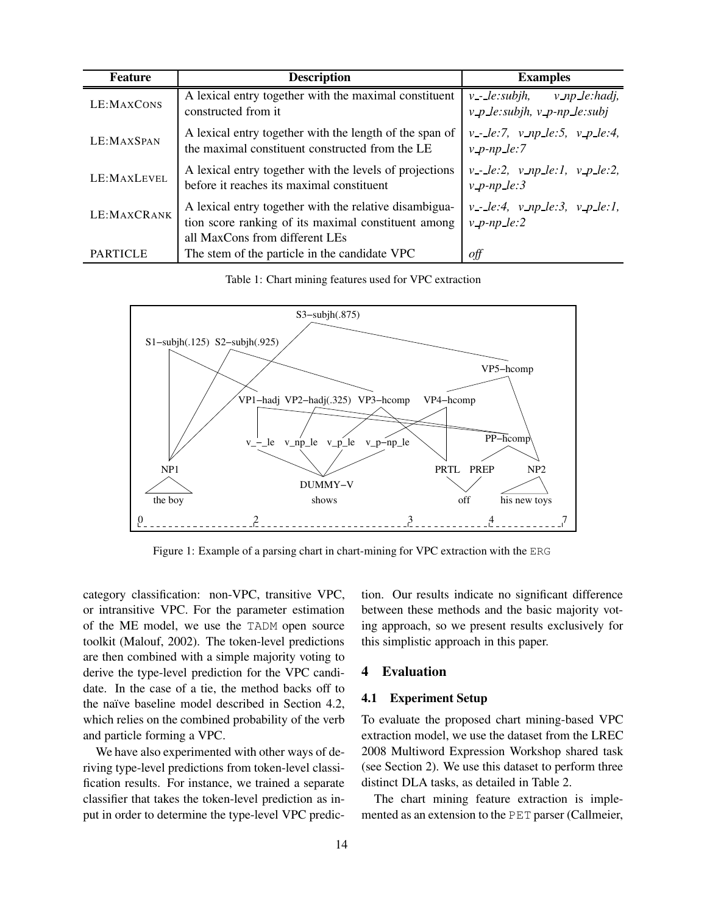| Feature | Description | Examples |
|---|---|---|
| LE:MaxCons | A lexical entry together with the maximal constituent constructed from it | *v_-_le:subjh, v_np_le:hadj, v_p_le:subjh, v_p-np_le:subj* |
| LE:MaxSpan | A lexical entry together with the length of the span of the maximal constituent constructed from the LE | *v_-_le:7, v_np_le:5, v_p_le:4, v_p-np_le:7* |
| LE:MaxLevel | A lexical entry together with the levels of projections before it reaches its maximal constituent | *v_-_le:2, v_np_le:1, v_p_le:2, v_p-np_le:3* |
| LE:MaxCRank | A lexical entry together with the relative disambiguation score ranking of its maximal constituent among all MaxCons from different LEs | *v_-_le:4, v_np_le:3, v_p_le:1, v_p-np_le:2* |
| PARTICLE | The stem of the particle in the candidate VPC | *off* |

Table 1: Chart mining features used for VPC extraction

Figure 1: Example of a parsing chart in chart-mining for VPC extraction with the ERG

category classification: non-VPC, transitive VPC, or intransitive VPC. For the parameter estimation of the ME model, we use the TADM open source toolkit (Malouf, 2002). The token-level predictions are then combined with a simple majority voting to derive the type-level prediction for the VPC candidate. In the case of a tie, the method backs off to the naïve baseline model described in Section 4.2, which relies on the combined probability of the verb and particle forming a VPC.

We have also experimented with other ways of deriving type-level predictions from token-level classification results. For instance, we trained a separate classifier that takes the token-level prediction as input in order to determine the type-level VPC prediction. Our results indicate no significant difference between these methods and the basic majority voting approach, so we present results exclusively for this simplistic approach in this paper.

## 4 Evaluation

### 4.1 Experiment Setup

To evaluate the proposed chart mining-based VPC extraction model, we use the dataset from the LREC 2008 Multiword Expression Workshop shared task (see Section 2). We use this dataset to perform three distinct DLA tasks, as detailed in Table 2.

The chart mining feature extraction is implemented as an extension to the PET parser (Callmeier,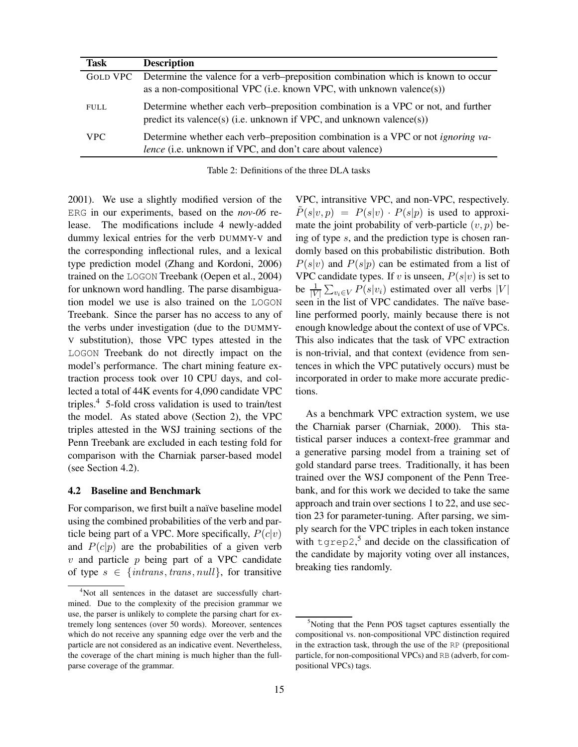| Task | Description |
| --- | --- |
| GOLD VPC | Determine the valence for a verb–preposition combination which is known to occur as a non-compositional VPC (i.e. known VPC, with unknown valence(s)) |
| FULL | Determine whether each verb–preposition combination is a VPC or not, and further predict its valence(s) (i.e. unknown if VPC, and unknown valence(s)) |
| VPC | Determine whether each verb–preposition combination is a VPC or not *ignoring valence* (i.e. unknown if VPC, and don't care about valence) |

Table 2: Definitions of the three DLA tasks

2001). We use a slightly modified version of the ERG in our experiments, based on the *nov-06* release. The modifications include 4 newly-added dummy lexical entries for the verb DUMMY-V and the corresponding inflectional rules, and a lexical type prediction model (Zhang and Kordoni, 2006) trained on the LOGON Treebank (Oepen et al., 2004) for unknown word handling. The parse disambiguation model we use is also trained on the LOGON Treebank. Since the parser has no access to any of the verbs under investigation (due to the DUMMY-V substitution), those VPC types attested in the LOGON Treebank do not directly impact on the model's performance. The chart mining feature extraction process took over 10 CPU days, and collected a total of 44K events for 4,090 candidate VPC triples.[4] 5-fold cross validation is used to train/test the model. As stated above (Section 2), the VPC triples attested in the WSJ training sections of the Penn Treebank are excluded in each testing fold for comparison with the Charniak parser-based model (see Section 4.2).

### 4.2 Baseline and Benchmark

For comparison, we first built a naïve baseline model using the combined probabilities of the verb and particle being part of a VPC. More specifically, $P(c|v)$ and $P(c|p)$ are the probabilities of a given verb $v$ and particle $p$ being part of a VPC candidate of type $s \in \{intrans, trans, null\}$, for transitive VPC, intransitive VPC, and non-VPC, respectively. $\tilde{P}(s|v,p) = P(s|v) \cdot P(s|p)$ is used to approximate the joint probability of verb-particle $(v, p)$ being of type $s$, and the prediction type is chosen randomly based on this probabilistic distribution. Both $P(s|v)$ and $P(s|p)$ can be estimated from a list of VPC candidate types. If $v$ is unseen, $P(s|v)$ is set to be $\frac{1}{|V|}\sum_{v_i \in V} P(s|v_i)$ estimated over all verbs $|V|$ seen in the list of VPC candidates. The naïve baseline performed poorly, mainly because there is not enough knowledge about the context of use of VPCs. This also indicates that the task of VPC extraction is non-trivial, and that context (evidence from sentences in which the VPC putatively occurs) must be incorporated in order to make more accurate predictions.

As a benchmark VPC extraction system, we use the Charniak parser (Charniak, 2000). This statistical parser induces a context-free grammar and a generative parsing model from a training set of gold standard parse trees. Traditionally, it has been trained over the WSJ component of the Penn Treebank, and for this work we decided to take the same approach and train over sections 1 to 22, and use section 23 for parameter-tuning. After parsing, we simply search for the VPC triples in each token instance with tgrep2,[5] and decide on the classification of the candidate by majority voting over all instances, breaking ties randomly.

[4]Not all sentences in the dataset are successfully chart-mined. Due to the complexity of the precision grammar we use, the parser is unlikely to complete the parsing chart for extremely long sentences (over 50 words). Moreover, sentences which do not receive any spanning edge over the verb and the particle are not considered as an indicative event. Nevertheless, the coverage of the chart mining is much higher than the full-parse coverage of the grammar.

[5]Noting that the Penn POS tagset captures essentially the compositional vs. non-compositional VPC distinction required in the extraction task, through the use of the RP (prepositional particle, for non-compositional VPCs) and RB (adverb, for compositional VPCs) tags.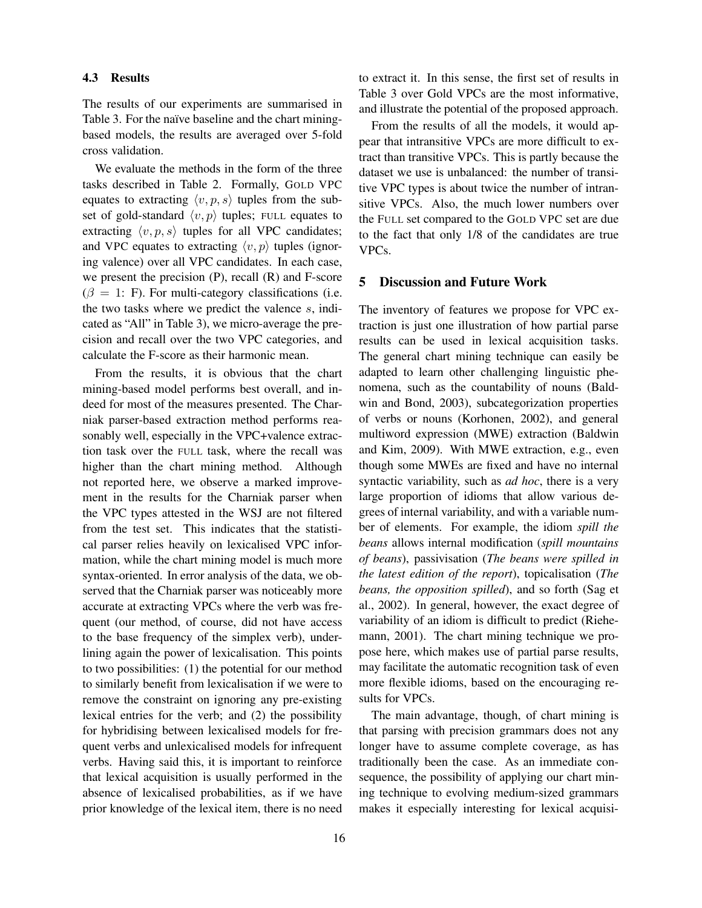### 4.3 Results

The results of our experiments are summarised in Table 3. For the naïve baseline and the chart mining-based models, the results are averaged over 5-fold cross validation.

We evaluate the methods in the form of the three tasks described in Table 2. Formally, GOLD VPC equates to extracting $\langle v, p, s \rangle$ tuples from the subset of gold-standard $\langle v, p \rangle$ tuples; FULL equates to extracting $\langle v, p, s \rangle$ tuples for all VPC candidates; and VPC equates to extracting $\langle v, p \rangle$ tuples (ignoring valence) over all VPC candidates. In each case, we present the precision (P), recall (R) and F-score ($\beta = 1$: F). For multi-category classifications (i.e. the two tasks where we predict the valence $s$, indicated as "All" in Table 3), we micro-average the precision and recall over the two VPC categories, and calculate the F-score as their harmonic mean.

From the results, it is obvious that the chart mining-based model performs best overall, and indeed for most of the measures presented. The Charniak parser-based extraction method performs reasonably well, especially in the VPC+valence extraction task over the FULL task, where the recall was higher than the chart mining method. Although not reported here, we observe a marked improvement in the results for the Charniak parser when the VPC types attested in the WSJ are not filtered from the test set. This indicates that the statistical parser relies heavily on lexicalised VPC information, while the chart mining model is much more syntax-oriented. In error analysis of the data, we observed that the Charniak parser was noticeably more accurate at extracting VPCs where the verb was frequent (our method, of course, did not have access to the base frequency of the simplex verb), underlining again the power of lexicalisation. This points to two possibilities: (1) the potential for our method to similarly benefit from lexicalisation if we were to remove the constraint on ignoring any pre-existing lexical entries for the verb; and (2) the possibility for hybridising between lexicalised models for frequent verbs and unlexicalised models for infrequent verbs. Having said this, it is important to reinforce that lexical acquisition is usually performed in the absence of lexicalised probabilities, as if we have prior knowledge of the lexical item, there is no need to extract it. In this sense, the first set of results in Table 3 over Gold VPCs are the most informative, and illustrate the potential of the proposed approach.

From the results of all the models, it would appear that intransitive VPCs are more difficult to extract than transitive VPCs. This is partly because the dataset we use is unbalanced: the number of transitive VPC types is about twice the number of intransitive VPCs. Also, the much lower numbers over the FULL set compared to the GOLD VPC set are due to the fact that only 1/8 of the candidates are true VPCs.

## 5 Discussion and Future Work

The inventory of features we propose for VPC extraction is just one illustration of how partial parse results can be used in lexical acquisition tasks. The general chart mining technique can easily be adapted to learn other challenging linguistic phenomena, such as the countability of nouns (Baldwin and Bond, 2003), subcategorization properties of verbs or nouns (Korhonen, 2002), and general multiword expression (MWE) extraction (Baldwin and Kim, 2009). With MWE extraction, e.g., even though some MWEs are fixed and have no internal syntactic variability, such as *ad hoc*, there is a very large proportion of idioms that allow various degrees of internal variability, and with a variable number of elements. For example, the idiom *spill the beans* allows internal modification (*spill mountains of beans*), passivisation (*The beans were spilled in the latest edition of the report*), topicalisation (*The beans, the opposition spilled*), and so forth (Sag et al., 2002). In general, however, the exact degree of variability of an idiom is difficult to predict (Riehemann, 2001). The chart mining technique we propose here, which makes use of partial parse results, may facilitate the automatic recognition task of even more flexible idioms, based on the encouraging results for VPCs.

The main advantage, though, of chart mining is that parsing with precision grammars does not any longer have to assume complete coverage, as has traditionally been the case. As an immediate consequence, the possibility of applying our chart mining technique to evolving medium-sized grammars makes it especially interesting for lexical acquisi-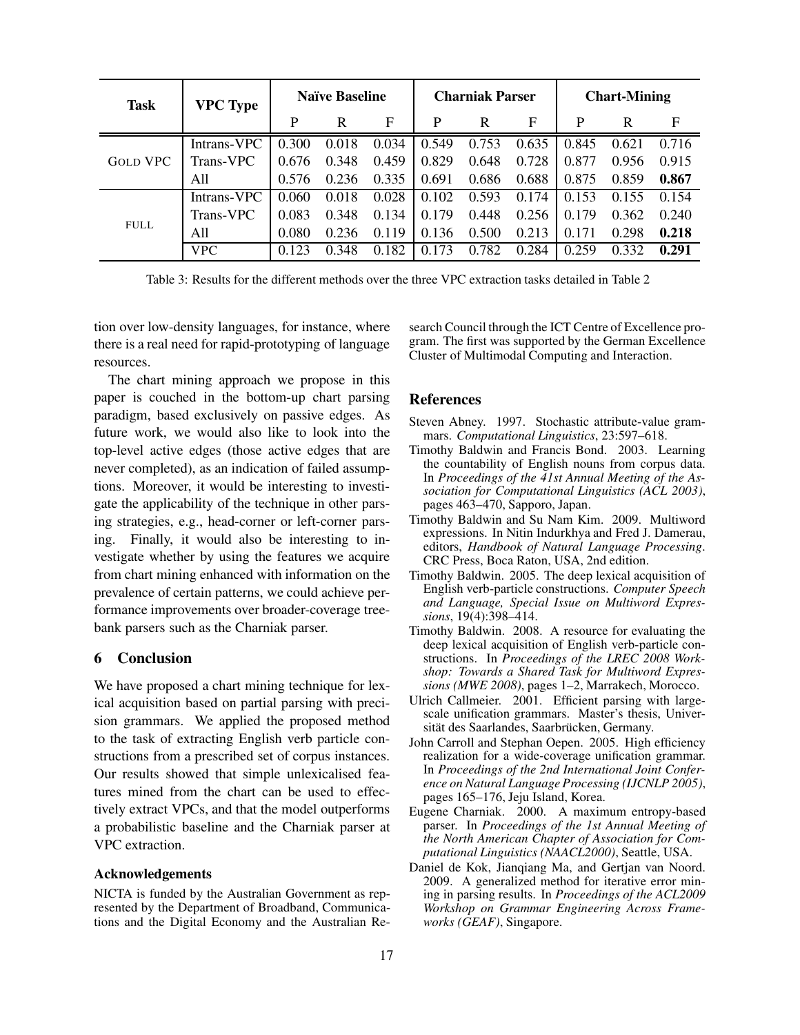| Task | VPC Type | Naïve Baseline | | | Charniak Parser | | | Chart-Mining | | |
|---|---|---|---|---|---|---|---|---|---|---|
| | | P | R | F | P | R | F | P | R | F |
| GOLD VPC | Intrans-VPC | 0.300 | 0.018 | 0.034 | 0.549 | 0.753 | 0.635 | 0.845 | 0.621 | 0.716 |
| | Trans-VPC | 0.676 | 0.348 | 0.459 | 0.829 | 0.648 | 0.728 | 0.877 | 0.956 | 0.915 |
| | All | 0.576 | 0.236 | 0.335 | 0.691 | 0.686 | 0.688 | 0.875 | 0.859 | **0.867** |
| FULL | Intrans-VPC | 0.060 | 0.018 | 0.028 | 0.102 | 0.593 | 0.174 | 0.153 | 0.155 | 0.154 |
| | Trans-VPC | 0.083 | 0.348 | 0.134 | 0.179 | 0.448 | 0.256 | 0.179 | 0.362 | 0.240 |
| | All | 0.080 | 0.236 | 0.119 | 0.136 | 0.500 | 0.213 | 0.171 | 0.298 | **0.218** |
| | VPC | 0.123 | 0.348 | 0.182 | 0.173 | 0.782 | 0.284 | 0.259 | 0.332 | **0.291** |

Table 3: Results for the different methods over the three VPC extraction tasks detailed in Table 2

tion over low-density languages, for instance, where there is a real need for rapid-prototyping of language resources.

The chart mining approach we propose in this paper is couched in the bottom-up chart parsing paradigm, based exclusively on passive edges. As future work, we would also like to look into the top-level active edges (those active edges that are never completed), as an indication of failed assumptions. Moreover, it would be interesting to investigate the applicability of the technique in other parsing strategies, e.g., head-corner or left-corner parsing. Finally, it would also be interesting to investigate whether by using the features we acquire from chart mining enhanced with information on the prevalence of certain patterns, we could achieve performance improvements over broader-coverage treebank parsers such as the Charniak parser.

## 6 Conclusion

We have proposed a chart mining technique for lexical acquisition based on partial parsing with precision grammars. We applied the proposed method to the task of extracting English verb particle constructions from a prescribed set of corpus instances. Our results showed that simple unlexicalised features mined from the chart can be used to effectively extract VPCs, and that the model outperforms a probabilistic baseline and the Charniak parser at VPC extraction.

### Acknowledgements

NICTA is funded by the Australian Government as represented by the Department of Broadband, Communications and the Digital Economy and the Australian Research Council through the ICT Centre of Excellence program. The first was supported by the German Excellence Cluster of Multimodal Computing and Interaction.

## References

Steven Abney. 1997. Stochastic attribute-value grammars. *Computational Linguistics*, 23:597–618.

Timothy Baldwin and Francis Bond. 2003. Learning the countability of English nouns from corpus data. In *Proceedings of the 41st Annual Meeting of the Association for Computational Linguistics (ACL 2003)*, pages 463–470, Sapporo, Japan.

Timothy Baldwin and Su Nam Kim. 2009. Multiword expressions. In Nitin Indurkhya and Fred J. Damerau, editors, *Handbook of Natural Language Processing*. CRC Press, Boca Raton, USA, 2nd edition.

Timothy Baldwin. 2005. The deep lexical acquisition of English verb-particle constructions. *Computer Speech and Language, Special Issue on Multiword Expressions*, 19(4):398–414.

Timothy Baldwin. 2008. A resource for evaluating the deep lexical acquisition of English verb-particle constructions. In *Proceedings of the LREC 2008 Workshop: Towards a Shared Task for Multiword Expressions (MWE 2008)*, pages 1–2, Marrakech, Morocco.

Ulrich Callmeier. 2001. Efficient parsing with large-scale unification grammars. Master's thesis, Universität des Saarlandes, Saarbrücken, Germany.

John Carroll and Stephan Oepen. 2005. High efficiency realization for a wide-coverage unification grammar. In *Proceedings of the 2nd International Joint Conference on Natural Language Processing (IJCNLP 2005)*, pages 165–176, Jeju Island, Korea.

Eugene Charniak. 2000. A maximum entropy-based parser. In *Proceedings of the 1st Annual Meeting of the North American Chapter of Association for Computational Linguistics (NAACL2000)*, Seattle, USA.

Daniel de Kok, Jianqiang Ma, and Gertjan van Noord. 2009. A generalized method for iterative error mining in parsing results. In *Proceedings of the ACL2009 Workshop on Grammar Engineering Across Frameworks (GEAF)*, Singapore.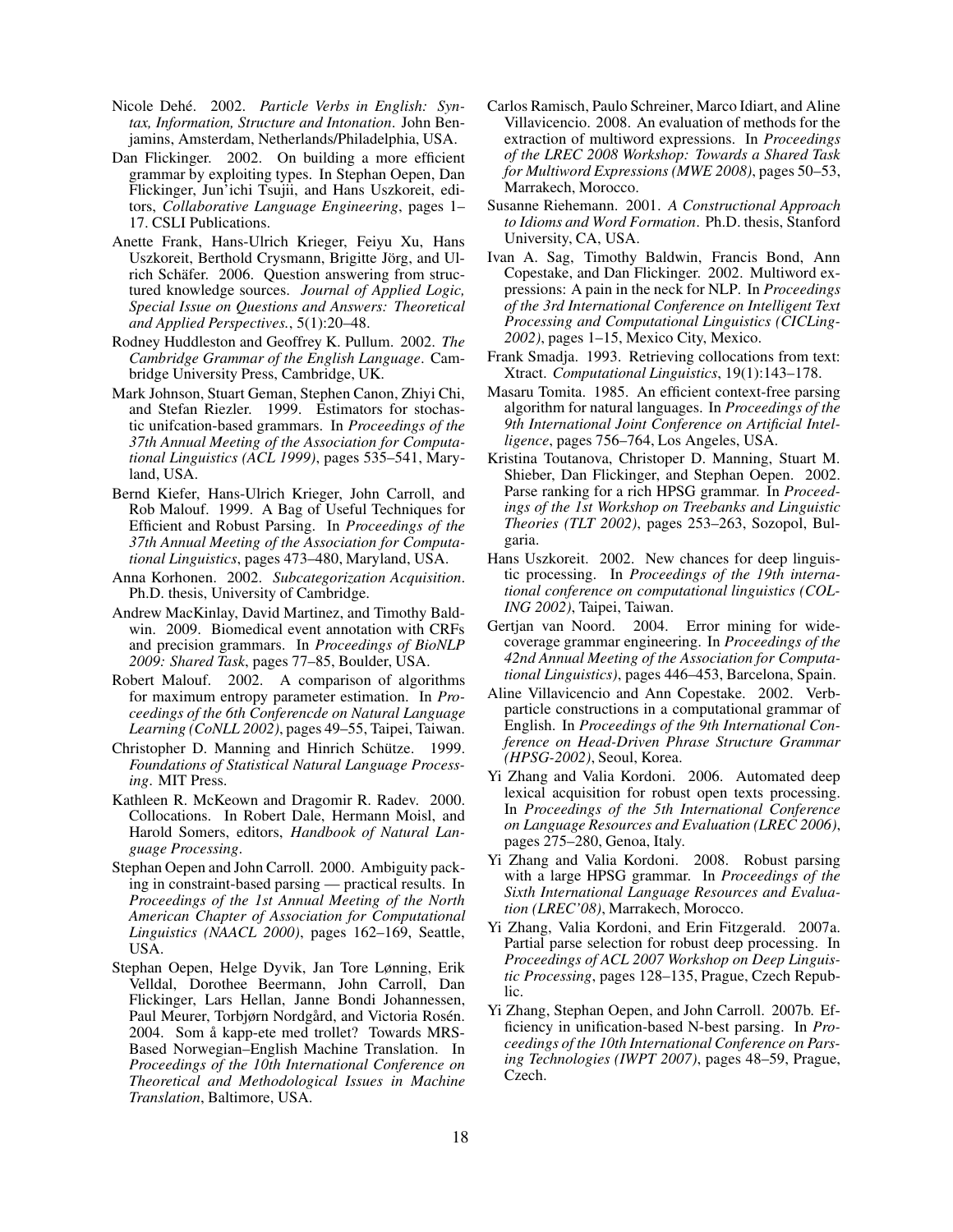Nicole Dehé. 2002. *Particle Verbs in English: Syntax, Information, Structure and Intonation*. John Benjamins, Amsterdam, Netherlands/Philadelphia, USA.

Dan Flickinger. 2002. On building a more efficient grammar by exploiting types. In Stephan Oepen, Dan Flickinger, Jun'ichi Tsujii, and Hans Uszkoreit, editors, *Collaborative Language Engineering*, pages 1–17. CSLI Publications.

Anette Frank, Hans-Ulrich Krieger, Feiyu Xu, Hans Uszkoreit, Berthold Crysmann, Brigitte Jörg, and Ulrich Schäfer. 2006. Question answering from structured knowledge sources. *Journal of Applied Logic, Special Issue on Questions and Answers: Theoretical and Applied Perspectives.*, 5(1):20–48.

Rodney Huddleston and Geoffrey K. Pullum. 2002. *The Cambridge Grammar of the English Language*. Cambridge University Press, Cambridge, UK.

Mark Johnson, Stuart Geman, Stephen Canon, Zhiyi Chi, and Stefan Riezler. 1999. Estimators for stochastic unifcation-based grammars. In *Proceedings of the 37th Annual Meeting of the Association for Computational Linguistics (ACL 1999)*, pages 535–541, Maryland, USA.

Bernd Kiefer, Hans-Ulrich Krieger, John Carroll, and Rob Malouf. 1999. A Bag of Useful Techniques for Efficient and Robust Parsing. In *Proceedings of the 37th Annual Meeting of the Association for Computational Linguistics*, pages 473–480, Maryland, USA.

Anna Korhonen. 2002. *Subcategorization Acquisition*. Ph.D. thesis, University of Cambridge.

Andrew MacKinlay, David Martinez, and Timothy Baldwin. 2009. Biomedical event annotation with CRFs and precision grammars. In *Proceedings of BioNLP 2009: Shared Task*, pages 77–85, Boulder, USA.

Robert Malouf. 2002. A comparison of algorithms for maximum entropy parameter estimation. In *Proceedings of the 6th Conferencde on Natural Language Learning (CoNLL 2002)*, pages 49–55, Taipei, Taiwan.

Christopher D. Manning and Hinrich Schütze. 1999. *Foundations of Statistical Natural Language Processing*. MIT Press.

Kathleen R. McKeown and Dragomir R. Radev. 2000. Collocations. In Robert Dale, Hermann Moisl, and Harold Somers, editors, *Handbook of Natural Language Processing*.

Stephan Oepen and John Carroll. 2000. Ambiguity packing in constraint-based parsing — practical results. In *Proceedings of the 1st Annual Meeting of the North American Chapter of Association for Computational Linguistics (NAACL 2000)*, pages 162–169, Seattle, USA.

Stephan Oepen, Helge Dyvik, Jan Tore Lønning, Erik Velldal, Dorothee Beermann, John Carroll, Dan Flickinger, Lars Hellan, Janne Bondi Johannessen, Paul Meurer, Torbjørn Nordgård, and Victoria Rosén. 2004. Som å kapp-ete med trollet? Towards MRS-Based Norwegian–English Machine Translation. In *Proceedings of the 10th International Conference on Theoretical and Methodological Issues in Machine Translation*, Baltimore, USA.

Carlos Ramisch, Paulo Schreiner, Marco Idiart, and Aline Villavicencio. 2008. An evaluation of methods for the extraction of multiword expressions. In *Proceedings of the LREC 2008 Workshop: Towards a Shared Task for Multiword Expressions (MWE 2008)*, pages 50–53, Marrakech, Morocco.

Susanne Riehemann. 2001. *A Constructional Approach to Idioms and Word Formation*. Ph.D. thesis, Stanford University, CA, USA.

Ivan A. Sag, Timothy Baldwin, Francis Bond, Ann Copestake, and Dan Flickinger. 2002. Multiword expressions: A pain in the neck for NLP. In *Proceedings of the 3rd International Conference on Intelligent Text Processing and Computational Linguistics (CICLing-2002)*, pages 1–15, Mexico City, Mexico.

Frank Smadja. 1993. Retrieving collocations from text: Xtract. *Computational Linguistics*, 19(1):143–178.

Masaru Tomita. 1985. An efficient context-free parsing algorithm for natural languages. In *Proceedings of the 9th International Joint Conference on Artificial Intelligence*, pages 756–764, Los Angeles, USA.

Kristina Toutanova, Christoper D. Manning, Stuart M. Shieber, Dan Flickinger, and Stephan Oepen. 2002. Parse ranking for a rich HPSG grammar. In *Proceedings of the 1st Workshop on Treebanks and Linguistic Theories (TLT 2002)*, pages 253–263, Sozopol, Bulgaria.

Hans Uszkoreit. 2002. New chances for deep linguistic processing. In *Proceedings of the 19th international conference on computational linguistics (COLING 2002)*, Taipei, Taiwan.

Gertjan van Noord. 2004. Error mining for wide-coverage grammar engineering. In *Proceedings of the 42nd Annual Meeting of the Association for Computational Linguistics)*, pages 446–453, Barcelona, Spain.

Aline Villavicencio and Ann Copestake. 2002. Verb-particle constructions in a computational grammar of English. In *Proceedings of the 9th International Conference on Head-Driven Phrase Structure Grammar (HPSG-2002)*, Seoul, Korea.

Yi Zhang and Valia Kordoni. 2006. Automated deep lexical acquisition for robust open texts processing. In *Proceedings of the 5th International Conference on Language Resources and Evaluation (LREC 2006)*, pages 275–280, Genoa, Italy.

Yi Zhang and Valia Kordoni. 2008. Robust parsing with a large HPSG grammar. In *Proceedings of the Sixth International Language Resources and Evaluation (LREC'08)*, Marrakech, Morocco.

Yi Zhang, Valia Kordoni, and Erin Fitzgerald. 2007a. Partial parse selection for robust deep processing. In *Proceedings of ACL 2007 Workshop on Deep Linguistic Processing*, pages 128–135, Prague, Czech Republic.

Yi Zhang, Stephan Oepen, and John Carroll. 2007b. Efficiency in unification-based N-best parsing. In *Proceedings of the 10th International Conference on Parsing Technologies (IWPT 2007)*, pages 48–59, Prague, Czech.